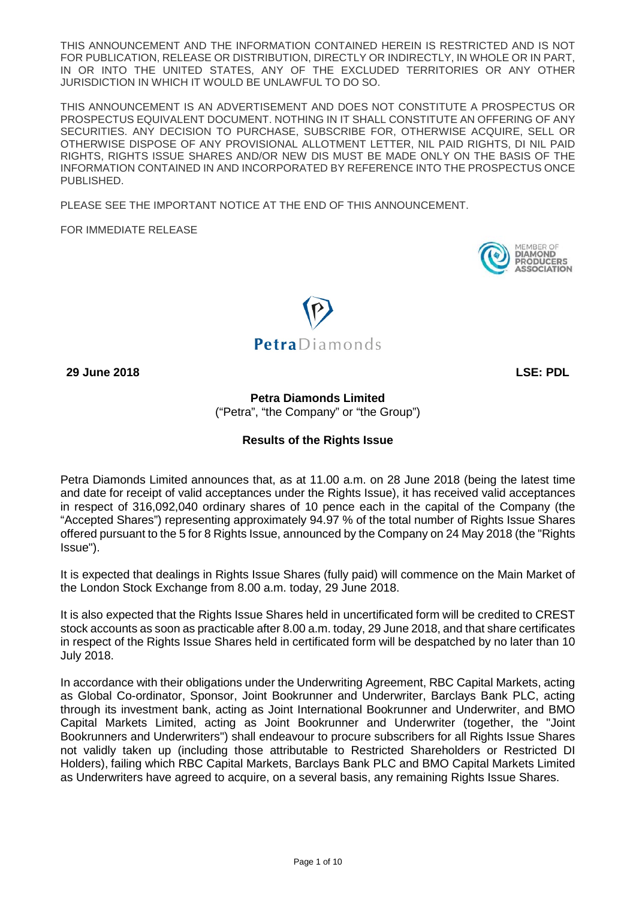THIS ANNOUNCEMENT AND THE INFORMATION CONTAINED HEREIN IS RESTRICTED AND IS NOT FOR PUBLICATION, RELEASE OR DISTRIBUTION, DIRECTLY OR INDIRECTLY, IN WHOLE OR IN PART, IN OR INTO THE UNITED STATES, ANY OF THE EXCLUDED TERRITORIES OR ANY OTHER JURISDICTION IN WHICH IT WOULD BE UNLAWFUL TO DO SO.

THIS ANNOUNCEMENT IS AN ADVERTISEMENT AND DOES NOT CONSTITUTE A PROSPECTUS OR PROSPECTUS EQUIVALENT DOCUMENT. NOTHING IN IT SHALL CONSTITUTE AN OFFERING OF ANY SECURITIES. ANY DECISION TO PURCHASE, SUBSCRIBE FOR, OTHERWISE ACQUIRE, SELL OR OTHERWISE DISPOSE OF ANY PROVISIONAL ALLOTMENT LETTER, NIL PAID RIGHTS, DI NIL PAID RIGHTS, RIGHTS ISSUE SHARES AND/OR NEW DIS MUST BE MADE ONLY ON THE BASIS OF THE INFORMATION CONTAINED IN AND INCORPORATED BY REFERENCE INTO THE PROSPECTUS ONCE PUBLISHED.

PLEASE SEE THE IMPORTANT NOTICE AT THE END OF THIS ANNOUNCEMENT.

FOR IMMEDIATE RELEASE

MEMBER OF DIAMOND PRODUCERS ASSOCIATION

PetraDiamonds

**29 June 2018** **LSE: PDL**

**Petra Diamonds Limited**
("Petra", "the Company" or "the Group")

## Results of the Rights Issue

Petra Diamonds Limited announces that, as at 11.00 a.m. on 28 June 2018 (being the latest time and date for receipt of valid acceptances under the Rights Issue), it has received valid acceptances in respect of 316,092,040 ordinary shares of 10 pence each in the capital of the Company (the "Accepted Shares") representing approximately 94.97 % of the total number of Rights Issue Shares offered pursuant to the 5 for 8 Rights Issue, announced by the Company on 24 May 2018 (the "Rights Issue").

It is expected that dealings in Rights Issue Shares (fully paid) will commence on the Main Market of the London Stock Exchange from 8.00 a.m. today, 29 June 2018.

It is also expected that the Rights Issue Shares held in uncertificated form will be credited to CREST stock accounts as soon as practicable after 8.00 a.m. today, 29 June 2018, and that share certificates in respect of the Rights Issue Shares held in certificated form will be despatched by no later than 10 July 2018.

In accordance with their obligations under the Underwriting Agreement, RBC Capital Markets, acting as Global Co-ordinator, Sponsor, Joint Bookrunner and Underwriter, Barclays Bank PLC, acting through its investment bank, acting as Joint International Bookrunner and Underwriter, and BMO Capital Markets Limited, acting as Joint Bookrunner and Underwriter (together, the "Joint Bookrunners and Underwriters") shall endeavour to procure subscribers for all Rights Issue Shares not validly taken up (including those attributable to Restricted Shareholders or Restricted DI Holders), failing which RBC Capital Markets, Barclays Bank PLC and BMO Capital Markets Limited as Underwriters have agreed to acquire, on a several basis, any remaining Rights Issue Shares.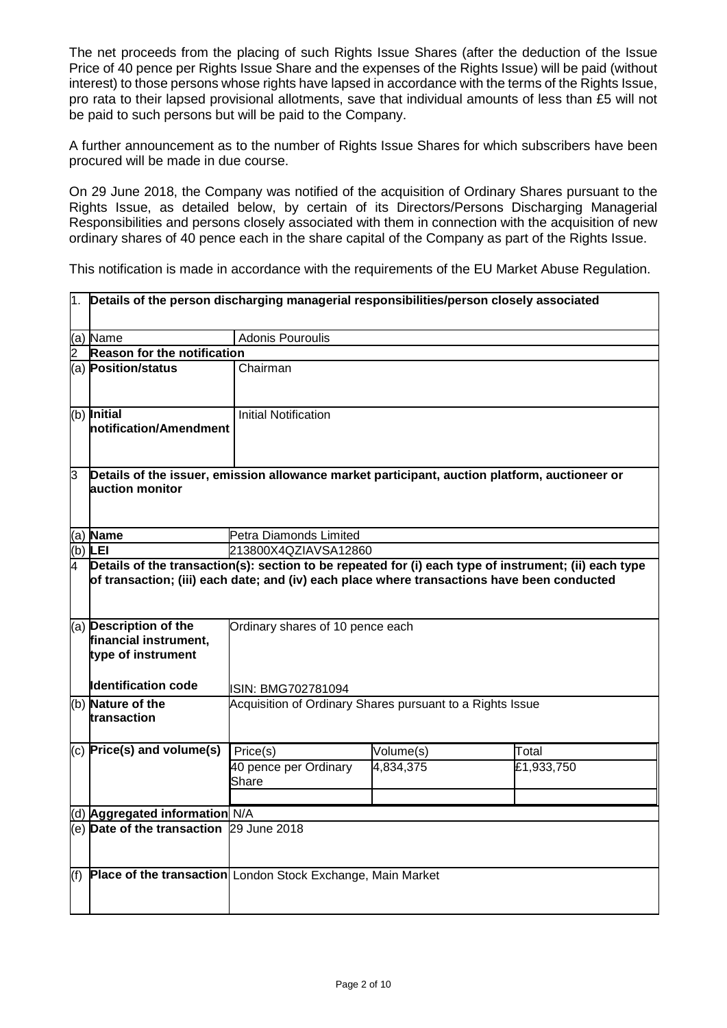The net proceeds from the placing of such Rights Issue Shares (after the deduction of the Issue Price of 40 pence per Rights Issue Share and the expenses of the Rights Issue) will be paid (without interest) to those persons whose rights have lapsed in accordance with the terms of the Rights Issue, pro rata to their lapsed provisional allotments, save that individual amounts of less than £5 will not be paid to such persons but will be paid to the Company.

A further announcement as to the number of Rights Issue Shares for which subscribers have been procured will be made in due course.

On 29 June 2018, the Company was notified of the acquisition of Ordinary Shares pursuant to the Rights Issue, as detailed below, by certain of its Directors/Persons Discharging Managerial Responsibilities and persons closely associated with them in connection with the acquisition of new ordinary shares of 40 pence each in the share capital of the Company as part of the Rights Issue.

This notification is made in accordance with the requirements of the EU Market Abuse Regulation.

| | | | | |
|---|---|---|---|---|
| 1. | **Details of the person discharging managerial responsibilities/person closely associated** | | | |
| (a) | Name | Adonis Pouroulis | | |
| 2 | **Reason for the notification** | | | |
| (a) | **Position/status** | Chairman | | |
| (b) | **Initial notification/Amendment** | Initial Notification | | |
| 3 | **Details of the issuer, emission allowance market participant, auction platform, auctioneer or auction monitor** | | | |
| (a) | **Name** | Petra Diamonds Limited | | |
| (b) | **LEI** | 213800X4QZIAVSA12860 | | |
| 4 | **Details of the transaction(s): section to be repeated for (i) each type of instrument; (ii) each type of transaction; (iii) each date; and (iv) each place where transactions have been conducted** | | | |
| (a) | **Description of the financial instrument, type of instrument**<br><br>**Identification code** | Ordinary shares of 10 pence each<br><br>ISIN: BMG702781094 | | |
| (b) | **Nature of the transaction** | Acquisition of Ordinary Shares pursuant to a Rights Issue | | |
| (c) | **Price(s) and volume(s)** | Price(s) | Volume(s) | Total |
| | | 40 pence per Ordinary Share | 4,834,375 | £1,933,750 |
| (d) | **Aggregated information** | N/A | | |
| (e) | **Date of the transaction** | 29 June 2018 | | |
| (f) | **Place of the transaction** | London Stock Exchange, Main Market | | |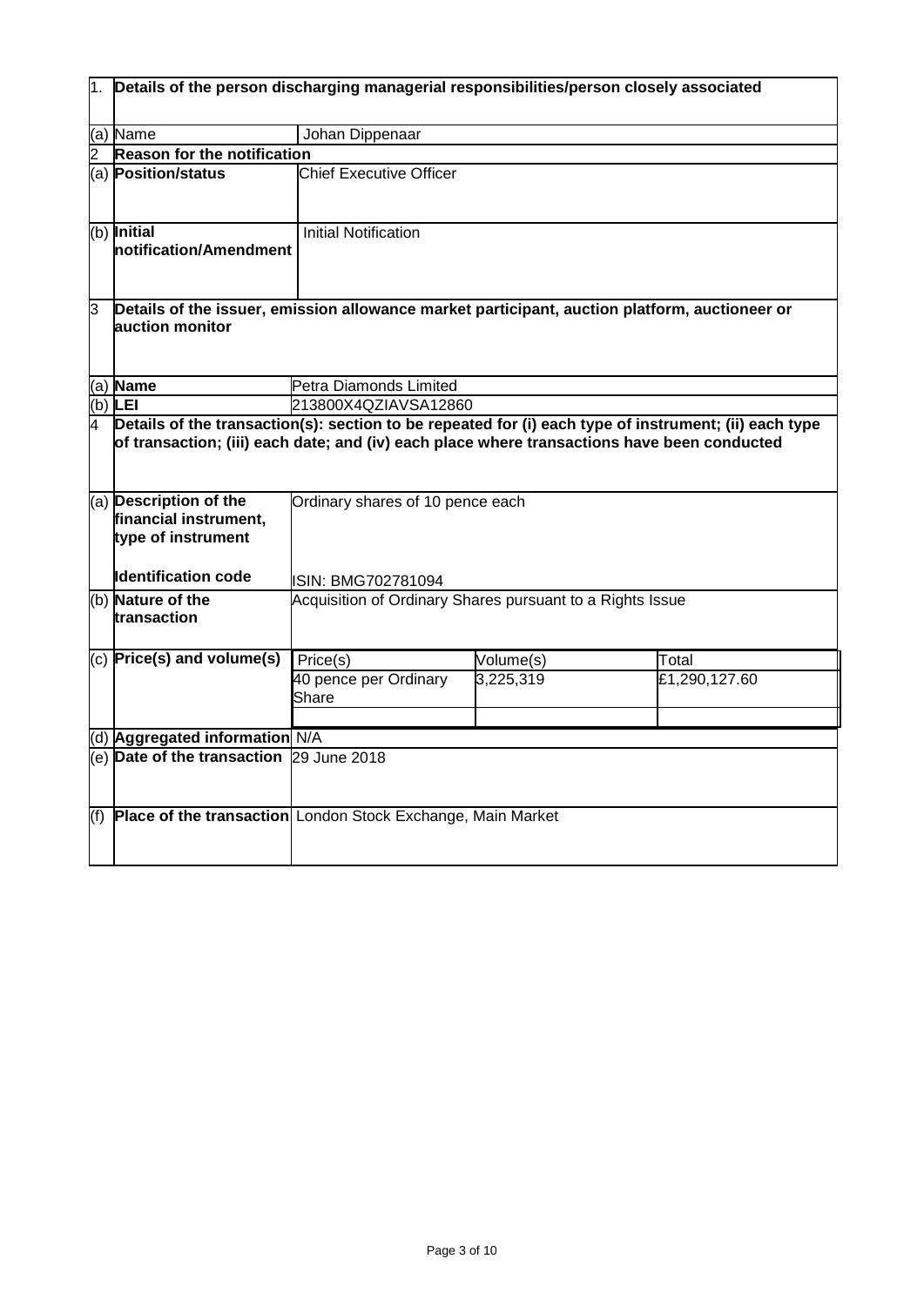| 1. | **Details of the person discharging managerial responsibilities/person closely associated** | | | |
|---|---|---|---|---|
| (a) | Name | Johan Dippenaar | | |
| 2 | **Reason for the notification** | | | |
| (a) | **Position/status** | Chief Executive Officer | | |
| (b) | **Initial notification/Amendment** | Initial Notification | | |
| 3 | **Details of the issuer, emission allowance market participant, auction platform, auctioneer or auction monitor** | | | |
| (a) | **Name** | Petra Diamonds Limited | | |
| (b) | **LEI** | 213800X4QZIAVSA12860 | | |
| 4 | **Details of the transaction(s): section to be repeated for (i) each type of instrument; (ii) each type of transaction; (iii) each date; and (iv) each place where transactions have been conducted** | | | |
| (a) | **Description of the financial instrument, type of instrument**<br><br>**Identification code** | Ordinary shares of 10 pence each<br><br>ISIN: BMG702781094 | | |
| (b) | **Nature of the transaction** | Acquisition of Ordinary Shares pursuant to a Rights Issue | | |
| (c) | **Price(s) and volume(s)** | Price(s) | Volume(s) | Total |
| | | 40 pence per Ordinary Share | 3,225,319 | £1,290,127.60 |
| (d) | **Aggregated information** | N/A | | |
| (e) | **Date of the transaction** | 29 June 2018 | | |
| (f) | **Place of the transaction** | London Stock Exchange, Main Market | | |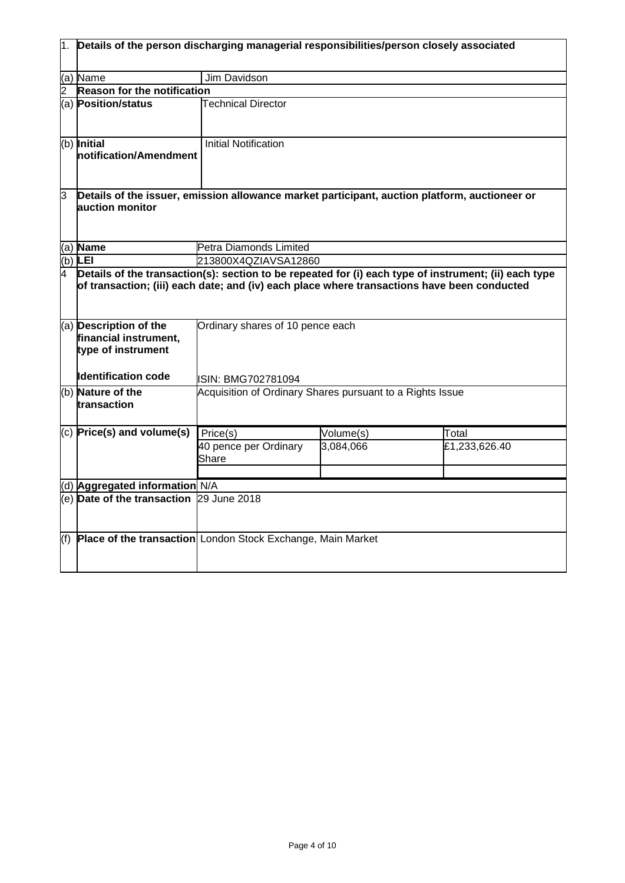| | | | | |
|---|---|---|---|---|
| 1. | **Details of the person discharging managerial responsibilities/person closely associated** | | | |
| (a) | Name | Jim Davidson | | |
| 2 | **Reason for the notification** | | | |
| (a) | **Position/status** | Technical Director | | |
| (b) | **Initial notification/Amendment** | Initial Notification | | |
| 3 | **Details of the issuer, emission allowance market participant, auction platform, auctioneer or auction monitor** | | | |
| (a) | **Name** | Petra Diamonds Limited | | |
| (b) | **LEI** | 213800X4QZIAVSA12860 | | |
| 4 | **Details of the transaction(s): section to be repeated for (i) each type of instrument; (ii) each type of transaction; (iii) each date; and (iv) each place where transactions have been conducted** | | | |
| (a) | **Description of the financial instrument, type of instrument**<br><br>**Identification code** | Ordinary shares of 10 pence each<br><br>ISIN: BMG702781094 | | |
| (b) | **Nature of the transaction** | Acquisition of Ordinary Shares pursuant to a Rights Issue | | |
| (c) | **Price(s) and volume(s)** | Price(s) | Volume(s) | Total |
| | | 40 pence per Ordinary Share | 3,084,066 | £1,233,626.40 |
| | | | | |
| (d) | **Aggregated information** | N/A | | |
| (e) | **Date of the transaction** | 29 June 2018 | | |
| (f) | **Place of the transaction** | London Stock Exchange, Main Market | | |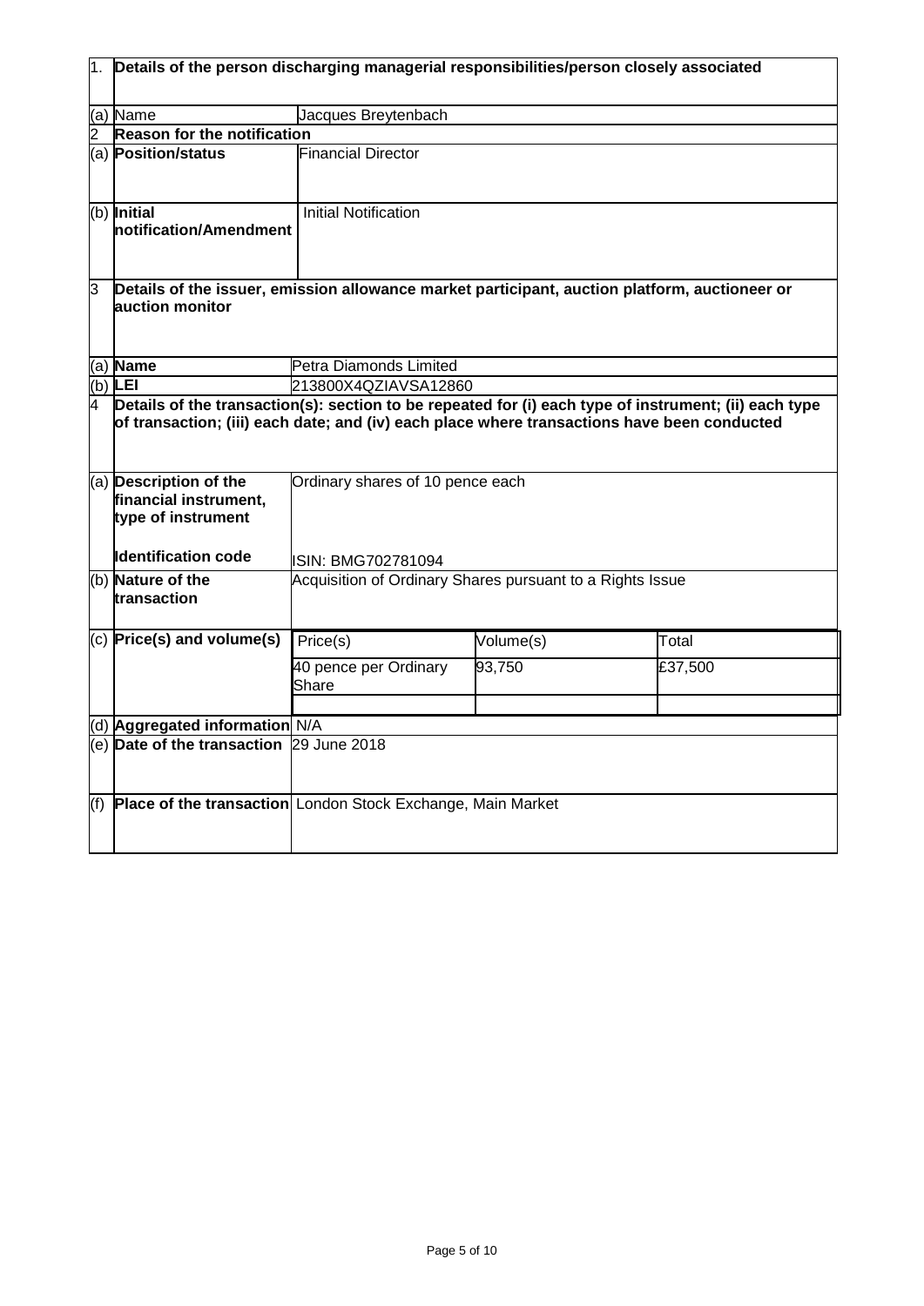| 1. | **Details of the person discharging managerial responsibilities/person closely associated** | | | |
|---|---|---|---|---|
| (a) | Name | Jacques Breytenbach | | |
| 2 | **Reason for the notification** | | | |
| (a) | **Position/status** | Financial Director | | |
| (b) | **Initial notification/Amendment** | Initial Notification | | |
| 3 | **Details of the issuer, emission allowance market participant, auction platform, auctioneer or auction monitor** | | | |
| (a) | **Name** | Petra Diamonds Limited | | |
| (b) | **LEI** | 213800X4QZIAVSA12860 | | |
| 4 | **Details of the transaction(s): section to be repeated for (i) each type of instrument; (ii) each type of transaction; (iii) each date; and (iv) each place where transactions have been conducted** | | | |
| (a) | **Description of the financial instrument, type of instrument**<br><br>**Identification code** | Ordinary shares of 10 pence each<br><br>ISIN: BMG702781094 | | |
| (b) | **Nature of the transaction** | Acquisition of Ordinary Shares pursuant to a Rights Issue | | |
| (c) | **Price(s) and volume(s)** | Price(s) | Volume(s) | Total |
| | | 40 pence per Ordinary Share | 93,750 | £37,500 |
| | | | | |
| (d) | **Aggregated information** | N/A | | |
| (e) | **Date of the transaction** | 29 June 2018 | | |
| (f) | **Place of the transaction** | London Stock Exchange, Main Market | | |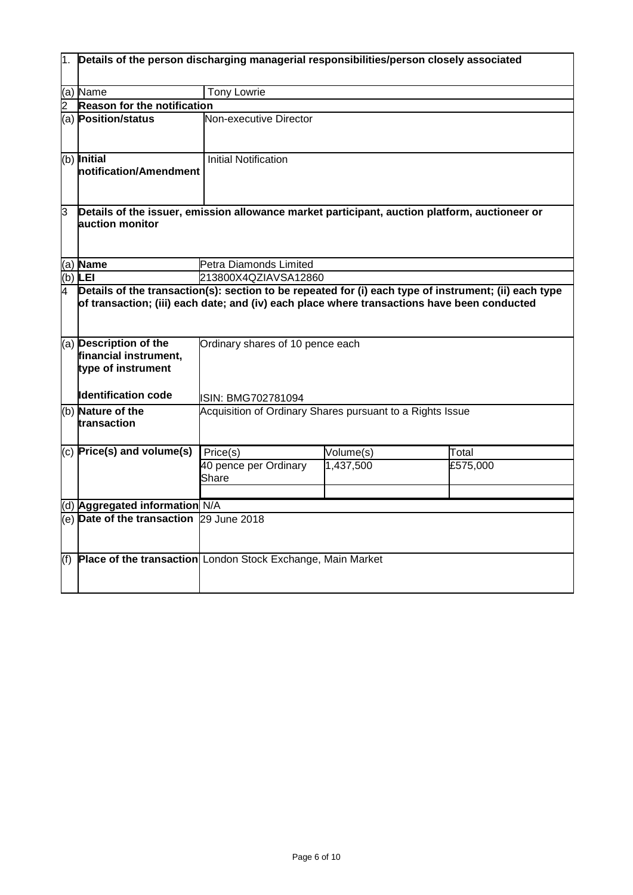| | | | | |
|---|---|---|---|---|
| 1. | **Details of the person discharging managerial responsibilities/person closely associated** | | | |
| (a) | Name | Tony Lowrie | | |
| 2 | **Reason for the notification** | | | |
| (a) | **Position/status** | Non-executive Director | | |
| (b) | **Initial notification/Amendment** | Initial Notification | | |
| 3 | **Details of the issuer, emission allowance market participant, auction platform, auctioneer or auction monitor** | | | |
| (a) | **Name** | Petra Diamonds Limited | | |
| (b) | **LEI** | 213800X4QZIAVSA12860 | | |
| 4 | **Details of the transaction(s): section to be repeated for (i) each type of instrument; (ii) each type of transaction; (iii) each date; and (iv) each place where transactions have been conducted** | | | |
| (a) | **Description of the financial instrument, type of instrument**<br><br>**Identification code** | Ordinary shares of 10 pence each<br><br>ISIN: BMG702781094 | | |
| (b) | **Nature of the transaction** | Acquisition of Ordinary Shares pursuant to a Rights Issue | | |
| (c) | **Price(s) and volume(s)** | Price(s) | Volume(s) | Total |
| | | 40 pence per Ordinary Share | 1,437,500 | £575,000 |
| (d) | **Aggregated information** | N/A | | |
| (e) | **Date of the transaction** | 29 June 2018 | | |
| (f) | **Place of the transaction** | London Stock Exchange, Main Market | | |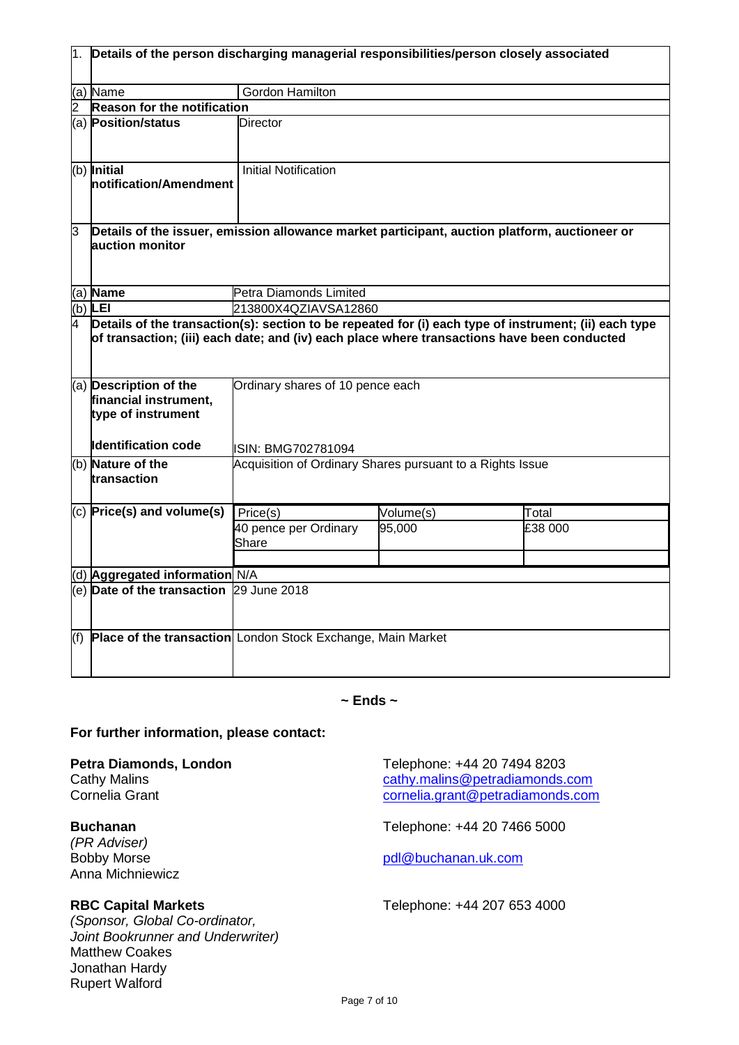| 1. | Details of the person discharging managerial responsibilities/person closely associated | | | |
|---|---|---|---|---|
| (a) | Name | Gordon Hamilton | | |
| 2 | **Reason for the notification** | | | |
| (a) | **Position/status** | Director | | |
| (b) | **Initial notification/Amendment** | Initial Notification | | |
| 3 | **Details of the issuer, emission allowance market participant, auction platform, auctioneer or auction monitor** | | | |
| (a) | **Name** | Petra Diamonds Limited | | |
| (b) | **LEI** | 213800X4QZIAVSA12860 | | |
| 4 | **Details of the transaction(s): section to be repeated for (i) each type of instrument; (ii) each type of transaction; (iii) each date; and (iv) each place where transactions have been conducted** | | | |
| (a) | **Description of the financial instrument, type of instrument**<br><br>**Identification code** | Ordinary shares of 10 pence each<br><br>ISIN: BMG702781094 | | |
| (b) | **Nature of the transaction** | Acquisition of Ordinary Shares pursuant to a Rights Issue | | |
| (c) | **Price(s) and volume(s)** | Price(s) | Volume(s) | Total |
| | | 40 pence per Ordinary Share | 95,000 | £38 000 |
| (d) | **Aggregated information** | N/A | | |
| (e) | **Date of the transaction** | 29 June 2018 | | |
| (f) | **Place of the transaction** | London Stock Exchange, Main Market | | |

**~ Ends ~**

**For further information, please contact:**

**Petra Diamonds, London**
Cathy Malins
Cornelia Grant

Telephone: +44 20 7494 8203
cathy.malins@petradiamonds.com
cornelia.grant@petradiamonds.com

**Buchanan**
*(PR Adviser)*
Bobby Morse
Anna Michniewicz

Telephone: +44 20 7466 5000
pdl@buchanan.uk.com

**RBC Capital Markets**
*(Sponsor, Global Co-ordinator, Joint Bookrunner and Underwriter)*
Matthew Coakes
Jonathan Hardy
Rupert Walford

Telephone: +44 207 653 4000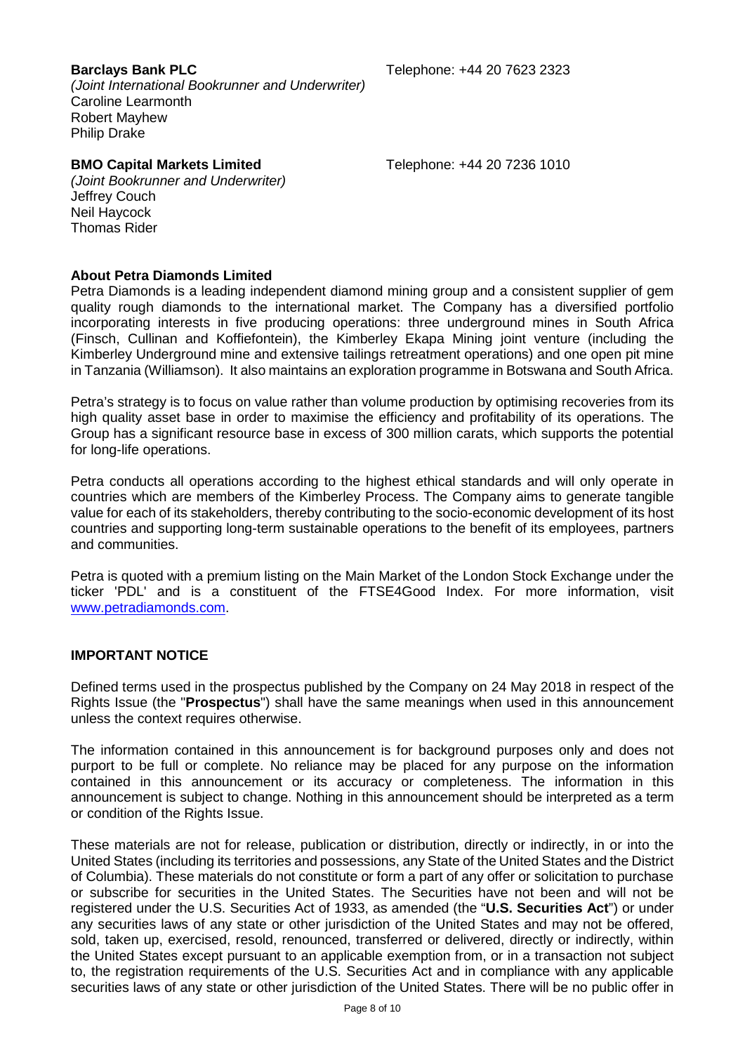**Barclays Bank PLC** Telephone: +44 20 7623 2323
*(Joint International Bookrunner and Underwriter)*
Caroline Learmonth
Robert Mayhew
Philip Drake

**BMO Capital Markets Limited** Telephone: +44 20 7236 1010
*(Joint Bookrunner and Underwriter)*
Jeffrey Couch
Neil Haycock
Thomas Rider

**About Petra Diamonds Limited**

Petra Diamonds is a leading independent diamond mining group and a consistent supplier of gem quality rough diamonds to the international market. The Company has a diversified portfolio incorporating interests in five producing operations: three underground mines in South Africa (Finsch, Cullinan and Koffiefontein), the Kimberley Ekapa Mining joint venture (including the Kimberley Underground mine and extensive tailings retreatment operations) and one open pit mine in Tanzania (Williamson). It also maintains an exploration programme in Botswana and South Africa.

Petra's strategy is to focus on value rather than volume production by optimising recoveries from its high quality asset base in order to maximise the efficiency and profitability of its operations. The Group has a significant resource base in excess of 300 million carats, which supports the potential for long-life operations.

Petra conducts all operations according to the highest ethical standards and will only operate in countries which are members of the Kimberley Process. The Company aims to generate tangible value for each of its stakeholders, thereby contributing to the socio-economic development of its host countries and supporting long-term sustainable operations to the benefit of its employees, partners and communities.

Petra is quoted with a premium listing on the Main Market of the London Stock Exchange under the ticker 'PDL' and is a constituent of the FTSE4Good Index. For more information, visit www.petradiamonds.com.

**IMPORTANT NOTICE**

Defined terms used in the prospectus published by the Company on 24 May 2018 in respect of the Rights Issue (the "**Prospectus**") shall have the same meanings when used in this announcement unless the context requires otherwise.

The information contained in this announcement is for background purposes only and does not purport to be full or complete. No reliance may be placed for any purpose on the information contained in this announcement or its accuracy or completeness. The information in this announcement is subject to change. Nothing in this announcement should be interpreted as a term or condition of the Rights Issue.

These materials are not for release, publication or distribution, directly or indirectly, in or into the United States (including its territories and possessions, any State of the United States and the District of Columbia). These materials do not constitute or form a part of any offer or solicitation to purchase or subscribe for securities in the United States. The Securities have not been and will not be registered under the U.S. Securities Act of 1933, as amended (the "**U.S. Securities Act**") or under any securities laws of any state or other jurisdiction of the United States and may not be offered, sold, taken up, exercised, resold, renounced, transferred or delivered, directly or indirectly, within the United States except pursuant to an applicable exemption from, or in a transaction not subject to, the registration requirements of the U.S. Securities Act and in compliance with any applicable securities laws of any state or other jurisdiction of the United States. There will be no public offer in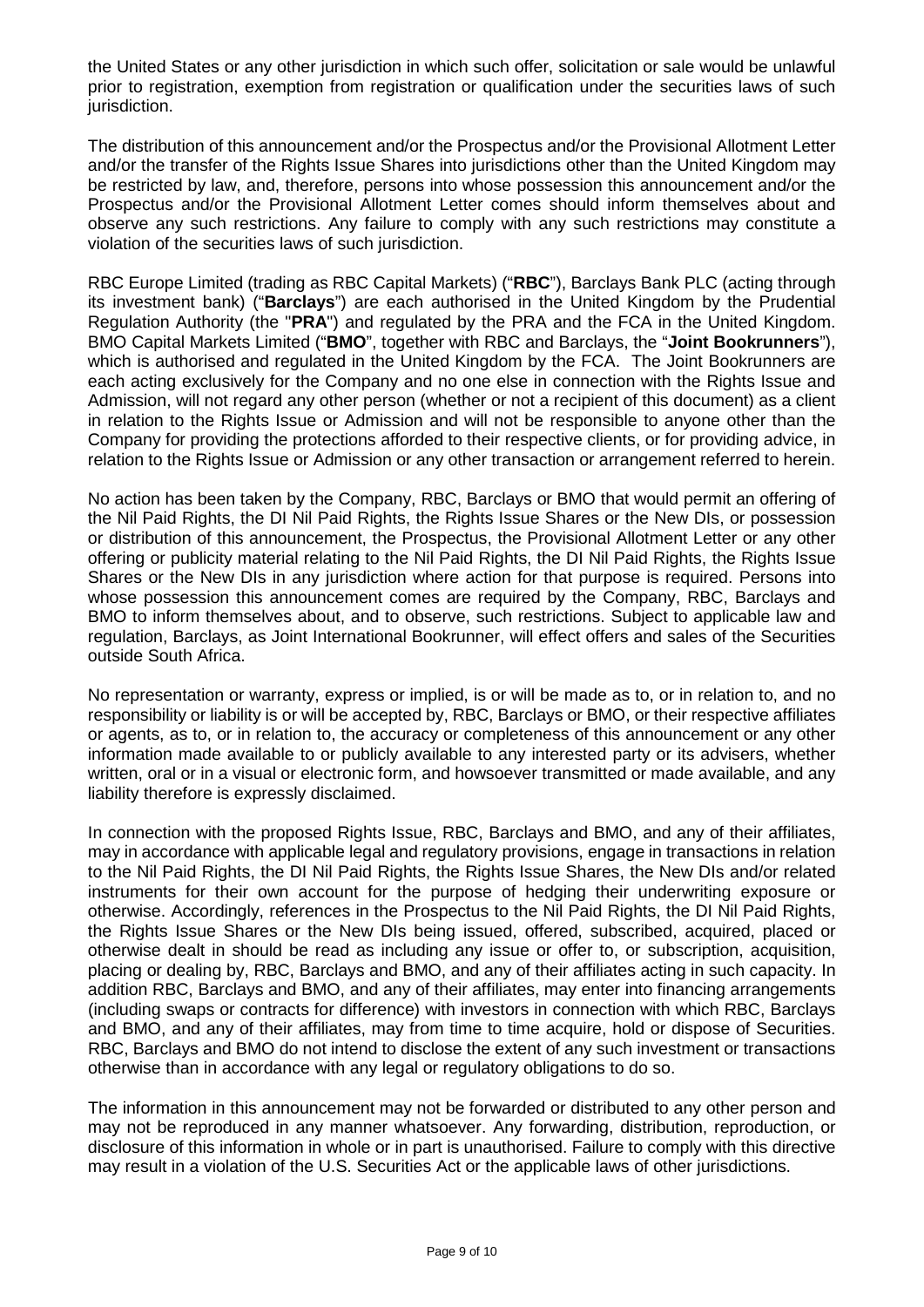the United States or any other jurisdiction in which such offer, solicitation or sale would be unlawful prior to registration, exemption from registration or qualification under the securities laws of such jurisdiction.

The distribution of this announcement and/or the Prospectus and/or the Provisional Allotment Letter and/or the transfer of the Rights Issue Shares into jurisdictions other than the United Kingdom may be restricted by law, and, therefore, persons into whose possession this announcement and/or the Prospectus and/or the Provisional Allotment Letter comes should inform themselves about and observe any such restrictions. Any failure to comply with any such restrictions may constitute a violation of the securities laws of such jurisdiction.

RBC Europe Limited (trading as RBC Capital Markets) ("**RBC**"), Barclays Bank PLC (acting through its investment bank) ("**Barclays**") are each authorised in the United Kingdom by the Prudential Regulation Authority (the "**PRA**") and regulated by the PRA and the FCA in the United Kingdom. BMO Capital Markets Limited ("**BMO**", together with RBC and Barclays, the "**Joint Bookrunners**"), which is authorised and regulated in the United Kingdom by the FCA. The Joint Bookrunners are each acting exclusively for the Company and no one else in connection with the Rights Issue and Admission, will not regard any other person (whether or not a recipient of this document) as a client in relation to the Rights Issue or Admission and will not be responsible to anyone other than the Company for providing the protections afforded to their respective clients, or for providing advice, in relation to the Rights Issue or Admission or any other transaction or arrangement referred to herein.

No action has been taken by the Company, RBC, Barclays or BMO that would permit an offering of the Nil Paid Rights, the DI Nil Paid Rights, the Rights Issue Shares or the New DIs, or possession or distribution of this announcement, the Prospectus, the Provisional Allotment Letter or any other offering or publicity material relating to the Nil Paid Rights, the DI Nil Paid Rights, the Rights Issue Shares or the New DIs in any jurisdiction where action for that purpose is required. Persons into whose possession this announcement comes are required by the Company, RBC, Barclays and BMO to inform themselves about, and to observe, such restrictions. Subject to applicable law and regulation, Barclays, as Joint International Bookrunner, will effect offers and sales of the Securities outside South Africa.

No representation or warranty, express or implied, is or will be made as to, or in relation to, and no responsibility or liability is or will be accepted by, RBC, Barclays or BMO, or their respective affiliates or agents, as to, or in relation to, the accuracy or completeness of this announcement or any other information made available to or publicly available to any interested party or its advisers, whether written, oral or in a visual or electronic form, and howsoever transmitted or made available, and any liability therefore is expressly disclaimed.

In connection with the proposed Rights Issue, RBC, Barclays and BMO, and any of their affiliates, may in accordance with applicable legal and regulatory provisions, engage in transactions in relation to the Nil Paid Rights, the DI Nil Paid Rights, the Rights Issue Shares, the New DIs and/or related instruments for their own account for the purpose of hedging their underwriting exposure or otherwise. Accordingly, references in the Prospectus to the Nil Paid Rights, the DI Nil Paid Rights, the Rights Issue Shares or the New DIs being issued, offered, subscribed, acquired, placed or otherwise dealt in should be read as including any issue or offer to, or subscription, acquisition, placing or dealing by, RBC, Barclays and BMO, and any of their affiliates acting in such capacity. In addition RBC, Barclays and BMO, and any of their affiliates, may enter into financing arrangements (including swaps or contracts for difference) with investors in connection with which RBC, Barclays and BMO, and any of their affiliates, may from time to time acquire, hold or dispose of Securities. RBC, Barclays and BMO do not intend to disclose the extent of any such investment or transactions otherwise than in accordance with any legal or regulatory obligations to do so.

The information in this announcement may not be forwarded or distributed to any other person and may not be reproduced in any manner whatsoever. Any forwarding, distribution, reproduction, or disclosure of this information in whole or in part is unauthorised. Failure to comply with this directive may result in a violation of the U.S. Securities Act or the applicable laws of other jurisdictions.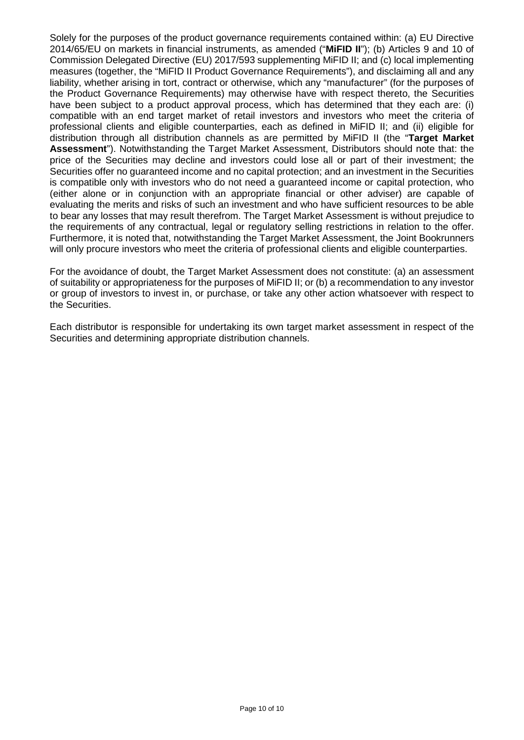Solely for the purposes of the product governance requirements contained within: (a) EU Directive 2014/65/EU on markets in financial instruments, as amended ("**MiFID II**"); (b) Articles 9 and 10 of Commission Delegated Directive (EU) 2017/593 supplementing MiFID II; and (c) local implementing measures (together, the "MiFID II Product Governance Requirements"), and disclaiming all and any liability, whether arising in tort, contract or otherwise, which any "manufacturer" (for the purposes of the Product Governance Requirements) may otherwise have with respect thereto, the Securities have been subject to a product approval process, which has determined that they each are: (i) compatible with an end target market of retail investors and investors who meet the criteria of professional clients and eligible counterparties, each as defined in MiFID II; and (ii) eligible for distribution through all distribution channels as are permitted by MiFID II (the "**Target Market Assessment**"). Notwithstanding the Target Market Assessment, Distributors should note that: the price of the Securities may decline and investors could lose all or part of their investment; the Securities offer no guaranteed income and no capital protection; and an investment in the Securities is compatible only with investors who do not need a guaranteed income or capital protection, who (either alone or in conjunction with an appropriate financial or other adviser) are capable of evaluating the merits and risks of such an investment and who have sufficient resources to be able to bear any losses that may result therefrom. The Target Market Assessment is without prejudice to the requirements of any contractual, legal or regulatory selling restrictions in relation to the offer. Furthermore, it is noted that, notwithstanding the Target Market Assessment, the Joint Bookrunners will only procure investors who meet the criteria of professional clients and eligible counterparties.

For the avoidance of doubt, the Target Market Assessment does not constitute: (a) an assessment of suitability or appropriateness for the purposes of MiFID II; or (b) a recommendation to any investor or group of investors to invest in, or purchase, or take any other action whatsoever with respect to the Securities.

Each distributor is responsible for undertaking its own target market assessment in respect of the Securities and determining appropriate distribution channels.